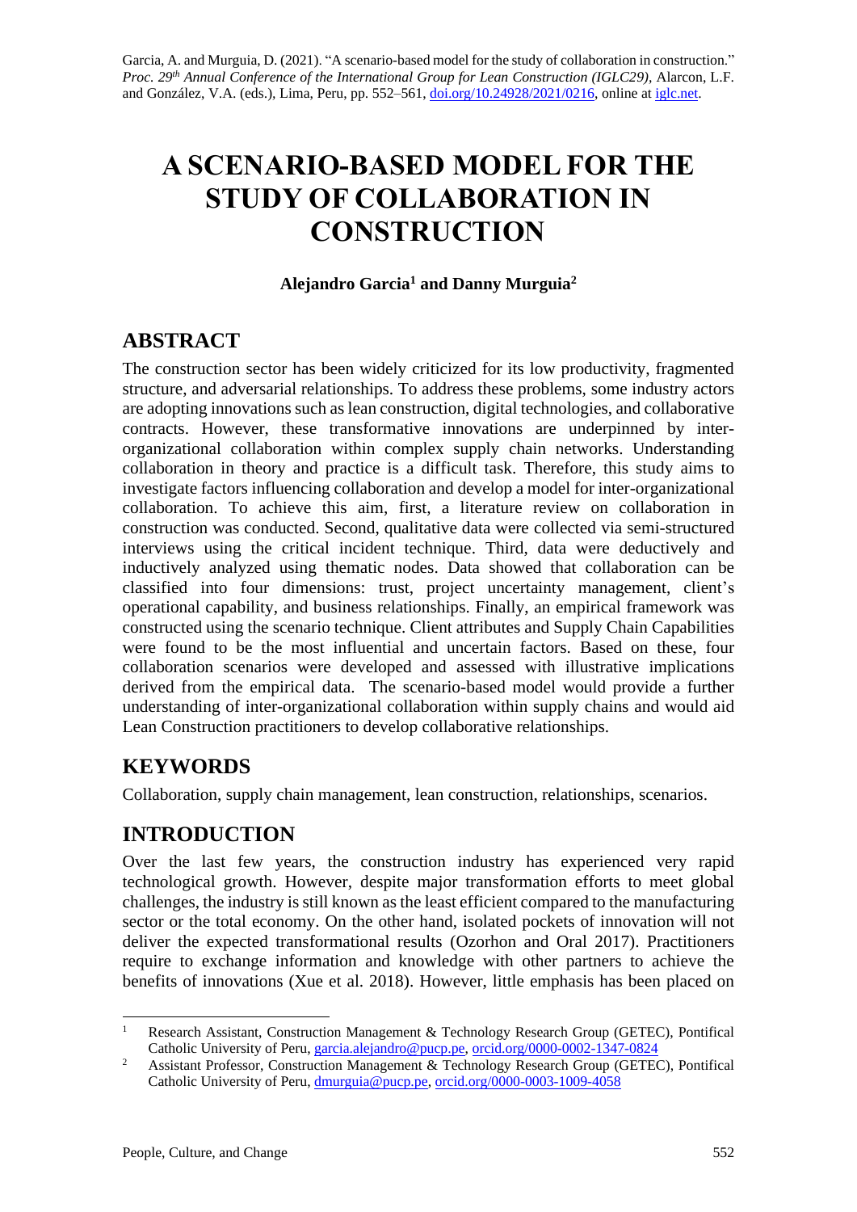Garcia, A. and Murguia, D. (2021). "A scenario-based model for the study of collaboration in construction." *Proc. 29th Annual Conference of the International Group for Lean Construction (IGLC29),* Alarcon, L.F. and González, V.A. (eds.), Lima, Peru, pp. 552–561, doi.org/10.24928/2021/0216, online at iglc.net.

# A SCENARIO-BASED MODEL FOR THE STUDY OF COLLABORATION IN CONSTRUCTION

**Alejandro Garcia[1] and Danny Murguia[2]**

## ABSTRACT

The construction sector has been widely criticized for its low productivity, fragmented structure, and adversarial relationships. To address these problems, some industry actors are adopting innovations such as lean construction, digital technologies, and collaborative contracts. However, these transformative innovations are underpinned by inter-organizational collaboration within complex supply chain networks. Understanding collaboration in theory and practice is a difficult task. Therefore, this study aims to investigate factors influencing collaboration and develop a model for inter-organizational collaboration. To achieve this aim, first, a literature review on collaboration in construction was conducted. Second, qualitative data were collected via semi-structured interviews using the critical incident technique. Third, data were deductively and inductively analyzed using thematic nodes. Data showed that collaboration can be classified into four dimensions: trust, project uncertainty management, client's operational capability, and business relationships. Finally, an empirical framework was constructed using the scenario technique. Client attributes and Supply Chain Capabilities were found to be the most influential and uncertain factors. Based on these, four collaboration scenarios were developed and assessed with illustrative implications derived from the empirical data. The scenario-based model would provide a further understanding of inter-organizational collaboration within supply chains and would aid Lean Construction practitioners to develop collaborative relationships.

## KEYWORDS

Collaboration, supply chain management, lean construction, relationships, scenarios.

## INTRODUCTION

Over the last few years, the construction industry has experienced very rapid technological growth. However, despite major transformation efforts to meet global challenges, the industry is still known as the least efficient compared to the manufacturing sector or the total economy. On the other hand, isolated pockets of innovation will not deliver the expected transformational results (Ozorhon and Oral 2017). Practitioners require to exchange information and knowledge with other partners to achieve the benefits of innovations (Xue et al. 2018). However, little emphasis has been placed on

[1] Research Assistant, Construction Management & Technology Research Group (GETEC), Pontifical Catholic University of Peru, garcia.alejandro@pucp.pe, orcid.org/0000-0002-1347-0824

[2] Assistant Professor, Construction Management & Technology Research Group (GETEC), Pontifical Catholic University of Peru, dmurguia@pucp.pe, orcid.org/0000-0003-1009-4058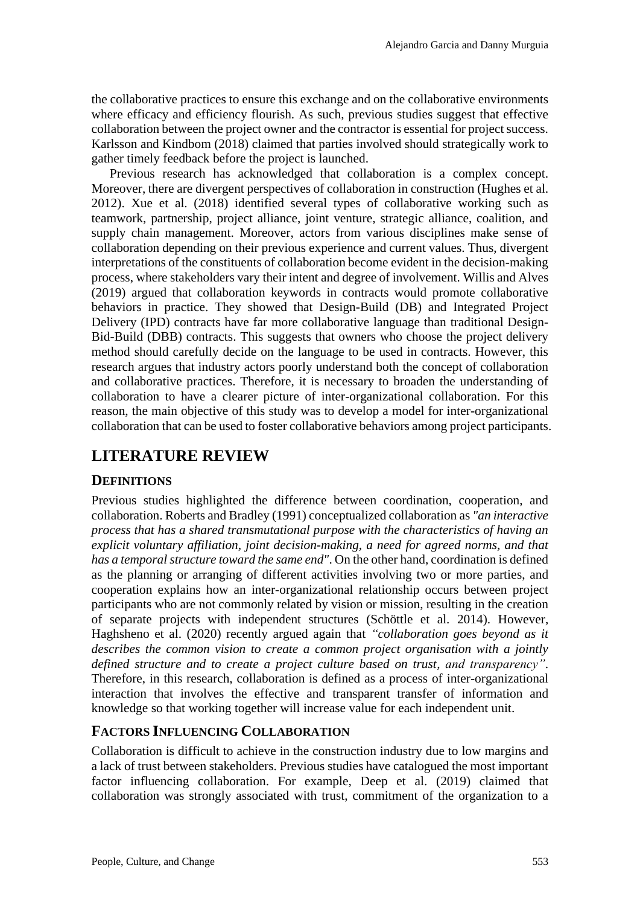the collaborative practices to ensure this exchange and on the collaborative environments where efficacy and efficiency flourish. As such, previous studies suggest that effective collaboration between the project owner and the contractor is essential for project success. Karlsson and Kindbom (2018) claimed that parties involved should strategically work to gather timely feedback before the project is launched.

Previous research has acknowledged that collaboration is a complex concept. Moreover, there are divergent perspectives of collaboration in construction (Hughes et al. 2012). Xue et al. (2018) identified several types of collaborative working such as teamwork, partnership, project alliance, joint venture, strategic alliance, coalition, and supply chain management. Moreover, actors from various disciplines make sense of collaboration depending on their previous experience and current values. Thus, divergent interpretations of the constituents of collaboration become evident in the decision-making process, where stakeholders vary their intent and degree of involvement. Willis and Alves (2019) argued that collaboration keywords in contracts would promote collaborative behaviors in practice. They showed that Design-Build (DB) and Integrated Project Delivery (IPD) contracts have far more collaborative language than traditional Design-Bid-Build (DBB) contracts. This suggests that owners who choose the project delivery method should carefully decide on the language to be used in contracts. However, this research argues that industry actors poorly understand both the concept of collaboration and collaborative practices. Therefore, it is necessary to broaden the understanding of collaboration to have a clearer picture of inter-organizational collaboration. For this reason, the main objective of this study was to develop a model for inter-organizational collaboration that can be used to foster collaborative behaviors among project participants.

# LITERATURE REVIEW

## DEFINITIONS

Previous studies highlighted the difference between coordination, cooperation, and collaboration. Roberts and Bradley (1991) conceptualized collaboration as *"an interactive process that has a shared transmutational purpose with the characteristics of having an explicit voluntary affiliation, joint decision-making, a need for agreed norms, and that has a temporal structure toward the same end"*. On the other hand, coordination is defined as the planning or arranging of different activities involving two or more parties, and cooperation explains how an inter-organizational relationship occurs between project participants who are not commonly related by vision or mission, resulting in the creation of separate projects with independent structures (Schöttle et al. 2014). However, Haghsheno et al. (2020) recently argued again that *"collaboration goes beyond as it describes the common vision to create a common project organisation with a jointly defined structure and to create a project culture based on trust, and transparency"*. Therefore, in this research, collaboration is defined as a process of inter-organizational interaction that involves the effective and transparent transfer of information and knowledge so that working together will increase value for each independent unit.

## FACTORS INFLUENCING COLLABORATION

Collaboration is difficult to achieve in the construction industry due to low margins and a lack of trust between stakeholders. Previous studies have catalogued the most important factor influencing collaboration. For example, Deep et al. (2019) claimed that collaboration was strongly associated with trust, commitment of the organization to a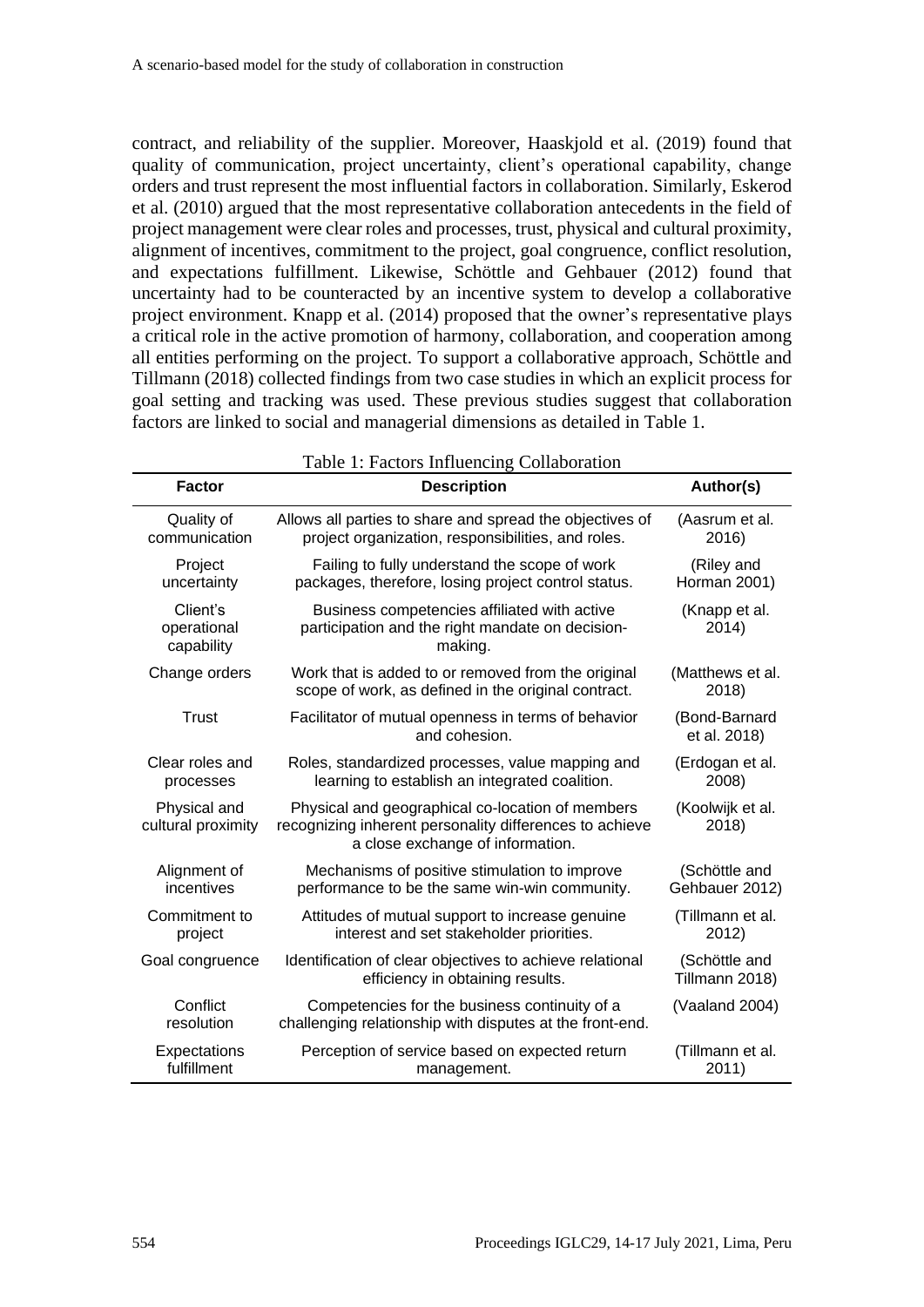contract, and reliability of the supplier. Moreover, Haaskjold et al. (2019) found that quality of communication, project uncertainty, client's operational capability, change orders and trust represent the most influential factors in collaboration. Similarly, Eskerod et al. (2010) argued that the most representative collaboration antecedents in the field of project management were clear roles and processes, trust, physical and cultural proximity, alignment of incentives, commitment to the project, goal congruence, conflict resolution, and expectations fulfillment. Likewise, Schöttle and Gehbauer (2012) found that uncertainty had to be counteracted by an incentive system to develop a collaborative project environment. Knapp et al. (2014) proposed that the owner's representative plays a critical role in the active promotion of harmony, collaboration, and cooperation among all entities performing on the project. To support a collaborative approach, Schöttle and Tillmann (2018) collected findings from two case studies in which an explicit process for goal setting and tracking was used. These previous studies suggest that collaboration factors are linked to social and managerial dimensions as detailed in Table 1.

Table 1: Factors Influencing Collaboration

| Factor | Description | Author(s) |
|---|---|---|
| Quality of communication | Allows all parties to share and spread the objectives of project organization, responsibilities, and roles. | (Aasrum et al. 2016) |
| Project uncertainty | Failing to fully understand the scope of work packages, therefore, losing project control status. | (Riley and Horman 2001) |
| Client's operational capability | Business competencies affiliated with active participation and the right mandate on decision-making. | (Knapp et al. 2014) |
| Change orders | Work that is added to or removed from the original scope of work, as defined in the original contract. | (Matthews et al. 2018) |
| Trust | Facilitator of mutual openness in terms of behavior and cohesion. | (Bond-Barnard et al. 2018) |
| Clear roles and processes | Roles, standardized processes, value mapping and learning to establish an integrated coalition. | (Erdogan et al. 2008) |
| Physical and cultural proximity | Physical and geographical co-location of members recognizing inherent personality differences to achieve a close exchange of information. | (Koolwijk et al. 2018) |
| Alignment of incentives | Mechanisms of positive stimulation to improve performance to be the same win-win community. | (Schöttle and Gehbauer 2012) |
| Commitment to project | Attitudes of mutual support to increase genuine interest and set stakeholder priorities. | (Tillmann et al. 2012) |
| Goal congruence | Identification of clear objectives to achieve relational efficiency in obtaining results. | (Schöttle and Tillmann 2018) |
| Conflict resolution | Competencies for the business continuity of a challenging relationship with disputes at the front-end. | (Vaaland 2004) |
| Expectations fulfillment | Perception of service based on expected return management. | (Tillmann et al. 2011) |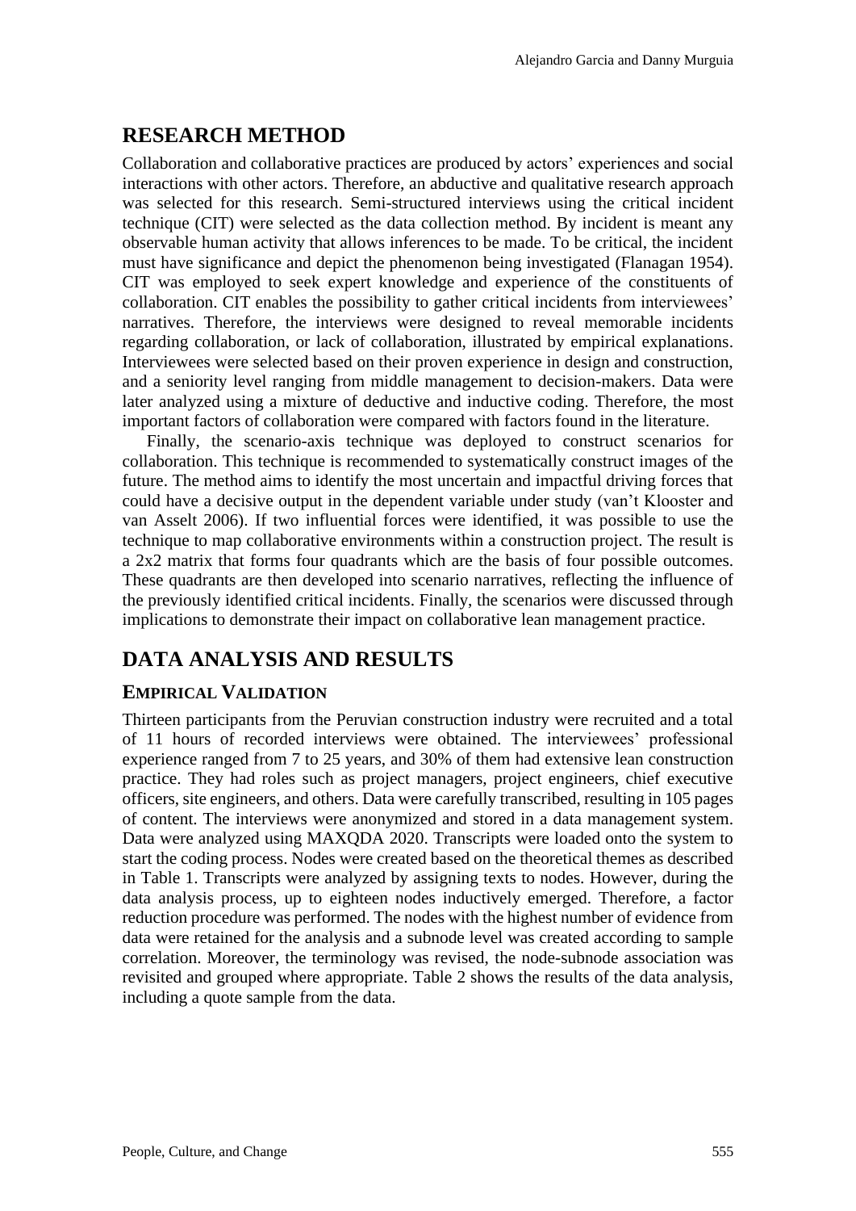## RESEARCH METHOD

Collaboration and collaborative practices are produced by actors' experiences and social interactions with other actors. Therefore, an abductive and qualitative research approach was selected for this research. Semi-structured interviews using the critical incident technique (CIT) were selected as the data collection method. By incident is meant any observable human activity that allows inferences to be made. To be critical, the incident must have significance and depict the phenomenon being investigated (Flanagan 1954). CIT was employed to seek expert knowledge and experience of the constituents of collaboration. CIT enables the possibility to gather critical incidents from interviewees' narratives. Therefore, the interviews were designed to reveal memorable incidents regarding collaboration, or lack of collaboration, illustrated by empirical explanations. Interviewees were selected based on their proven experience in design and construction, and a seniority level ranging from middle management to decision-makers. Data were later analyzed using a mixture of deductive and inductive coding. Therefore, the most important factors of collaboration were compared with factors found in the literature.

Finally, the scenario-axis technique was deployed to construct scenarios for collaboration. This technique is recommended to systematically construct images of the future. The method aims to identify the most uncertain and impactful driving forces that could have a decisive output in the dependent variable under study (van't Klooster and van Asselt 2006). If two influential forces were identified, it was possible to use the technique to map collaborative environments within a construction project. The result is a 2x2 matrix that forms four quadrants which are the basis of four possible outcomes. These quadrants are then developed into scenario narratives, reflecting the influence of the previously identified critical incidents. Finally, the scenarios were discussed through implications to demonstrate their impact on collaborative lean management practice.

## DATA ANALYSIS AND RESULTS

### EMPIRICAL VALIDATION

Thirteen participants from the Peruvian construction industry were recruited and a total of 11 hours of recorded interviews were obtained. The interviewees' professional experience ranged from 7 to 25 years, and 30% of them had extensive lean construction practice. They had roles such as project managers, project engineers, chief executive officers, site engineers, and others. Data were carefully transcribed, resulting in 105 pages of content. The interviews were anonymized and stored in a data management system. Data were analyzed using MAXQDA 2020. Transcripts were loaded onto the system to start the coding process. Nodes were created based on the theoretical themes as described in Table 1. Transcripts were analyzed by assigning texts to nodes. However, during the data analysis process, up to eighteen nodes inductively emerged. Therefore, a factor reduction procedure was performed. The nodes with the highest number of evidence from data were retained for the analysis and a subnode level was created according to sample correlation. Moreover, the terminology was revised, the node-subnode association was revisited and grouped where appropriate. Table 2 shows the results of the data analysis, including a quote sample from the data.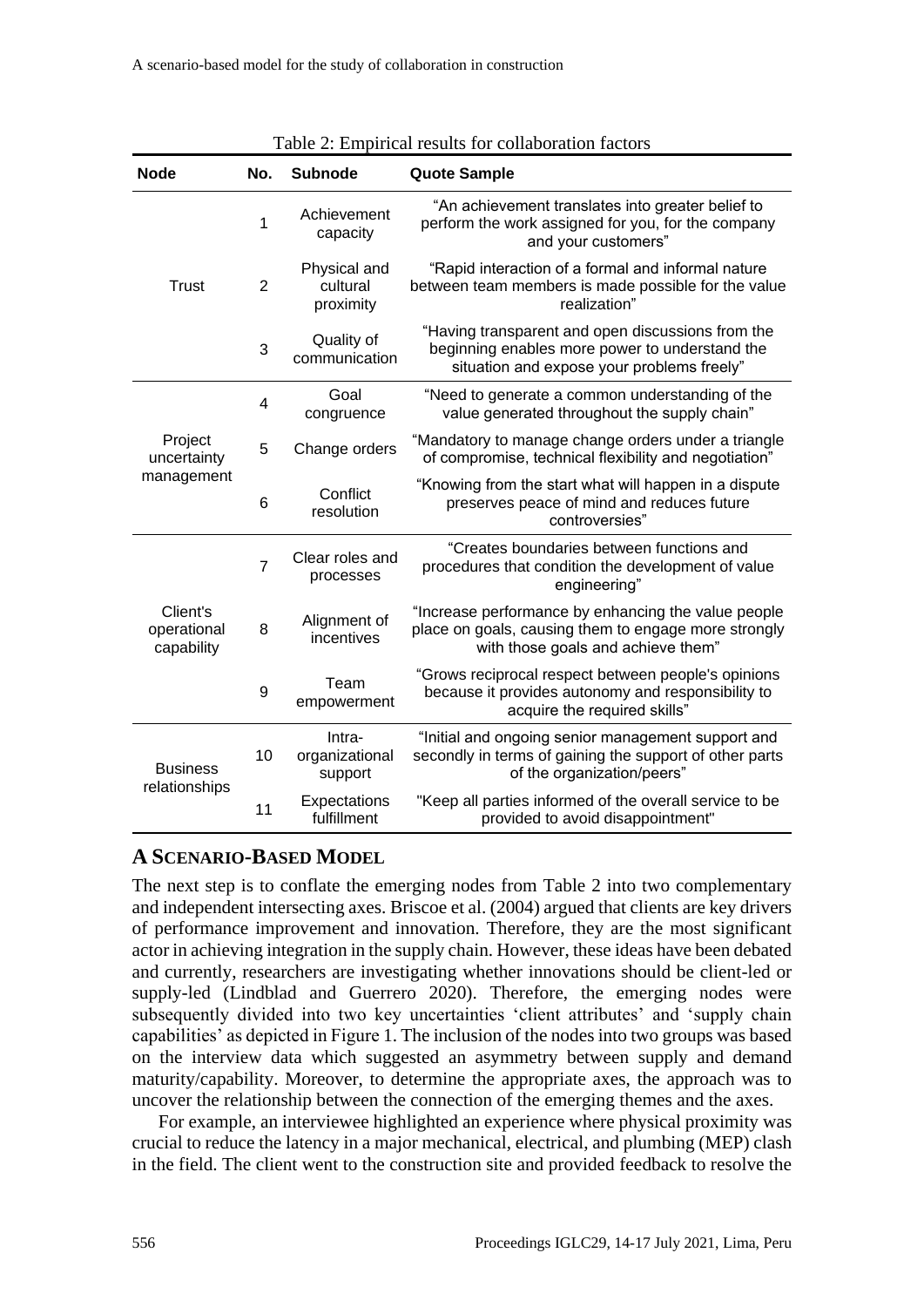Table 2: Empirical results for collaboration factors

| Node | No. | Subnode | Quote Sample |
|---|---|---|---|
| Trust | 1 | Achievement capacity | "An achievement translates into greater belief to perform the work assigned for you, for the company and your customers" |
| | 2 | Physical and cultural proximity | "Rapid interaction of a formal and informal nature between team members is made possible for the value realization" |
| | 3 | Quality of communication | "Having transparent and open discussions from the beginning enables more power to understand the situation and expose your problems freely" |
| Project uncertainty management | 4 | Goal congruence | "Need to generate a common understanding of the value generated throughout the supply chain" |
| | 5 | Change orders | "Mandatory to manage change orders under a triangle of compromise, technical flexibility and negotiation" |
| | 6 | Conflict resolution | "Knowing from the start what will happen in a dispute preserves peace of mind and reduces future controversies" |
| Client's operational capability | 7 | Clear roles and processes | "Creates boundaries between functions and procedures that condition the development of value engineering" |
| | 8 | Alignment of incentives | "Increase performance by enhancing the value people place on goals, causing them to engage more strongly with those goals and achieve them" |
| | 9 | Team empowerment | "Grows reciprocal respect between people's opinions because it provides autonomy and responsibility to acquire the required skills" |
| Business relationships | 10 | Intra-organizational support | "Initial and ongoing senior management support and secondly in terms of gaining the support of other parts of the organization/peers" |
| | 11 | Expectations fulfillment | "Keep all parties informed of the overall service to be provided to avoid disappointment" |

## A SCENARIO-BASED MODEL

The next step is to conflate the emerging nodes from Table 2 into two complementary and independent intersecting axes. Briscoe et al. (2004) argued that clients are key drivers of performance improvement and innovation. Therefore, they are the most significant actor in achieving integration in the supply chain. However, these ideas have been debated and currently, researchers are investigating whether innovations should be client-led or supply-led (Lindblad and Guerrero 2020). Therefore, the emerging nodes were subsequently divided into two key uncertainties 'client attributes' and 'supply chain capabilities' as depicted in Figure 1. The inclusion of the nodes into two groups was based on the interview data which suggested an asymmetry between supply and demand maturity/capability. Moreover, to determine the appropriate axes, the approach was to uncover the relationship between the connection of the emerging themes and the axes.

For example, an interviewee highlighted an experience where physical proximity was crucial to reduce the latency in a major mechanical, electrical, and plumbing (MEP) clash in the field. The client went to the construction site and provided feedback to resolve the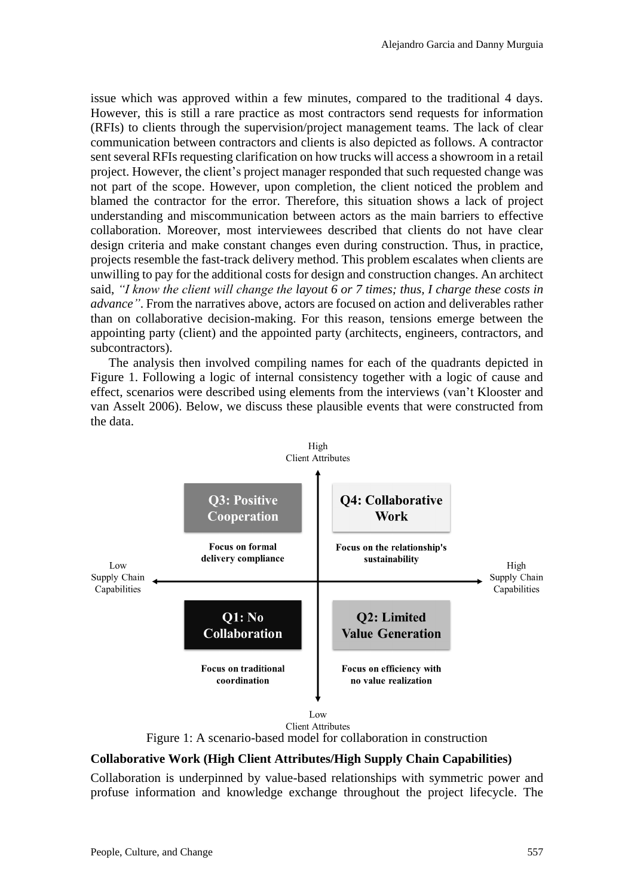issue which was approved within a few minutes, compared to the traditional 4 days. However, this is still a rare practice as most contractors send requests for information (RFIs) to clients through the supervision/project management teams. The lack of clear communication between contractors and clients is also depicted as follows. A contractor sent several RFIs requesting clarification on how trucks will access a showroom in a retail project. However, the client's project manager responded that such requested change was not part of the scope. However, upon completion, the client noticed the problem and blamed the contractor for the error. Therefore, this situation shows a lack of project understanding and miscommunication between actors as the main barriers to effective collaboration. Moreover, most interviewees described that clients do not have clear design criteria and make constant changes even during construction. Thus, in practice, projects resemble the fast-track delivery method. This problem escalates when clients are unwilling to pay for the additional costs for design and construction changes. An architect said, *"I know the client will change the layout 6 or 7 times; thus, I charge these costs in advance"*. From the narratives above, actors are focused on action and deliverables rather than on collaborative decision-making. For this reason, tensions emerge between the appointing party (client) and the appointed party (architects, engineers, contractors, and subcontractors).

The analysis then involved compiling names for each of the quadrants depicted in Figure 1. Following a logic of internal consistency together with a logic of cause and effect, scenarios were described using elements from the interviews (van't Klooster and van Asselt 2006). Below, we discuss these plausible events that were constructed from the data.

Figure 1: A scenario-based model for collaboration in construction

**Collaborative Work (High Client Attributes/High Supply Chain Capabilities)**

Collaboration is underpinned by value-based relationships with symmetric power and profuse information and knowledge exchange throughout the project lifecycle. The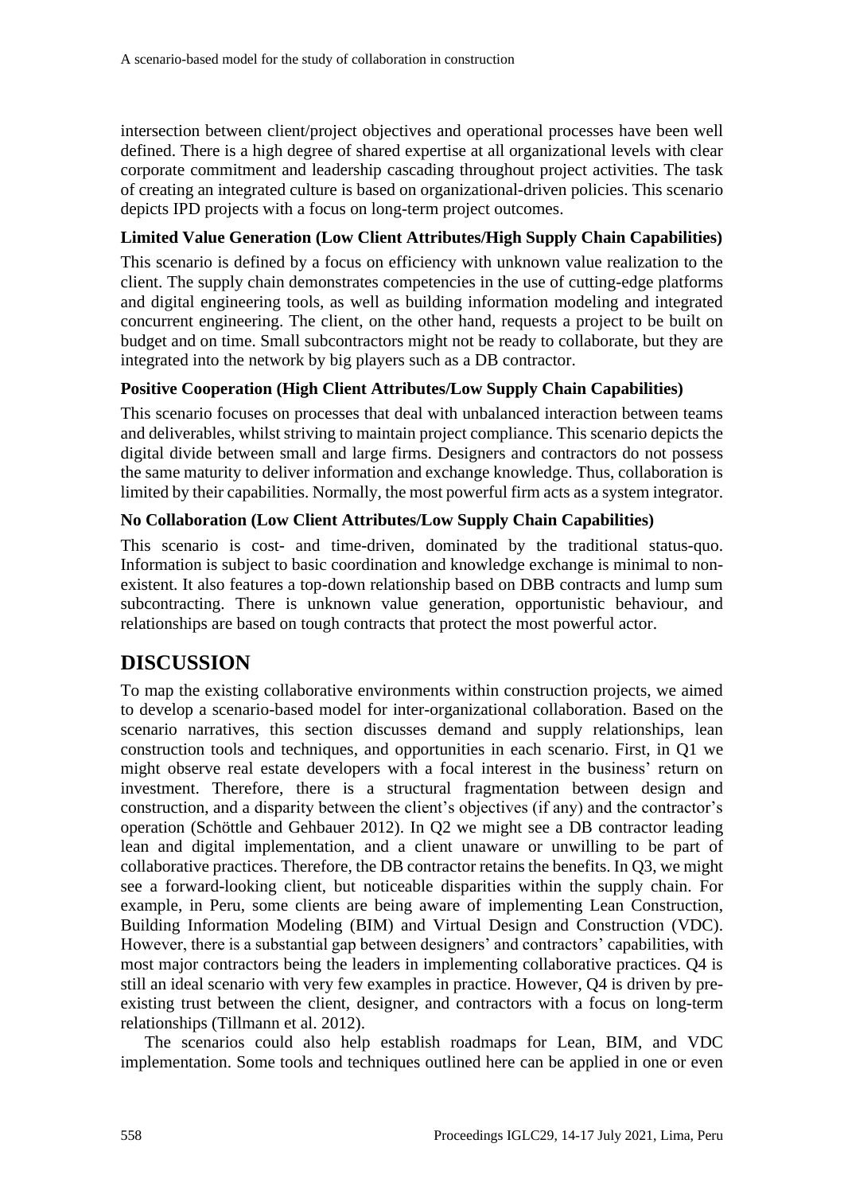intersection between client/project objectives and operational processes have been well defined. There is a high degree of shared expertise at all organizational levels with clear corporate commitment and leadership cascading throughout project activities. The task of creating an integrated culture is based on organizational-driven policies. This scenario depicts IPD projects with a focus on long-term project outcomes.

### Limited Value Generation (Low Client Attributes/High Supply Chain Capabilities)

This scenario is defined by a focus on efficiency with unknown value realization to the client. The supply chain demonstrates competencies in the use of cutting-edge platforms and digital engineering tools, as well as building information modeling and integrated concurrent engineering. The client, on the other hand, requests a project to be built on budget and on time. Small subcontractors might not be ready to collaborate, but they are integrated into the network by big players such as a DB contractor.

### Positive Cooperation (High Client Attributes/Low Supply Chain Capabilities)

This scenario focuses on processes that deal with unbalanced interaction between teams and deliverables, whilst striving to maintain project compliance. This scenario depicts the digital divide between small and large firms. Designers and contractors do not possess the same maturity to deliver information and exchange knowledge. Thus, collaboration is limited by their capabilities. Normally, the most powerful firm acts as a system integrator.

### No Collaboration (Low Client Attributes/Low Supply Chain Capabilities)

This scenario is cost- and time-driven, dominated by the traditional status-quo. Information is subject to basic coordination and knowledge exchange is minimal to non-existent. It also features a top-down relationship based on DBB contracts and lump sum subcontracting. There is unknown value generation, opportunistic behaviour, and relationships are based on tough contracts that protect the most powerful actor.

## DISCUSSION

To map the existing collaborative environments within construction projects, we aimed to develop a scenario-based model for inter-organizational collaboration. Based on the scenario narratives, this section discusses demand and supply relationships, lean construction tools and techniques, and opportunities in each scenario. First, in Q1 we might observe real estate developers with a focal interest in the business' return on investment. Therefore, there is a structural fragmentation between design and construction, and a disparity between the client's objectives (if any) and the contractor's operation (Schöttle and Gehbauer 2012). In Q2 we might see a DB contractor leading lean and digital implementation, and a client unaware or unwilling to be part of collaborative practices. Therefore, the DB contractor retains the benefits. In Q3, we might see a forward-looking client, but noticeable disparities within the supply chain. For example, in Peru, some clients are being aware of implementing Lean Construction, Building Information Modeling (BIM) and Virtual Design and Construction (VDC). However, there is a substantial gap between designers' and contractors' capabilities, with most major contractors being the leaders in implementing collaborative practices. Q4 is still an ideal scenario with very few examples in practice. However, Q4 is driven by pre-existing trust between the client, designer, and contractors with a focus on long-term relationships (Tillmann et al. 2012).

The scenarios could also help establish roadmaps for Lean, BIM, and VDC implementation. Some tools and techniques outlined here can be applied in one or even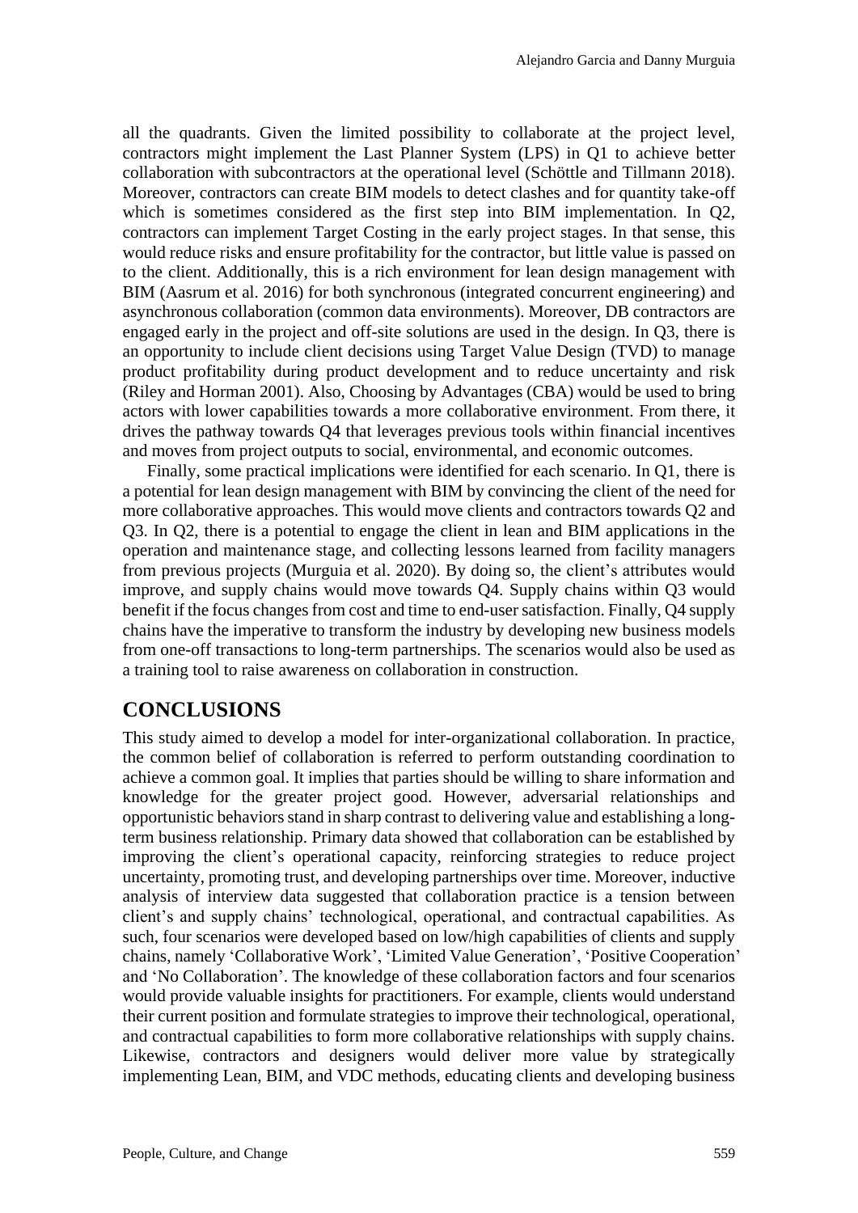all the quadrants. Given the limited possibility to collaborate at the project level, contractors might implement the Last Planner System (LPS) in Q1 to achieve better collaboration with subcontractors at the operational level (Schöttle and Tillmann 2018). Moreover, contractors can create BIM models to detect clashes and for quantity take-off which is sometimes considered as the first step into BIM implementation. In Q2, contractors can implement Target Costing in the early project stages. In that sense, this would reduce risks and ensure profitability for the contractor, but little value is passed on to the client. Additionally, this is a rich environment for lean design management with BIM (Aasrum et al. 2016) for both synchronous (integrated concurrent engineering) and asynchronous collaboration (common data environments). Moreover, DB contractors are engaged early in the project and off-site solutions are used in the design. In Q3, there is an opportunity to include client decisions using Target Value Design (TVD) to manage product profitability during product development and to reduce uncertainty and risk (Riley and Horman 2001). Also, Choosing by Advantages (CBA) would be used to bring actors with lower capabilities towards a more collaborative environment. From there, it drives the pathway towards Q4 that leverages previous tools within financial incentives and moves from project outputs to social, environmental, and economic outcomes.

Finally, some practical implications were identified for each scenario. In Q1, there is a potential for lean design management with BIM by convincing the client of the need for more collaborative approaches. This would move clients and contractors towards Q2 and Q3. In Q2, there is a potential to engage the client in lean and BIM applications in the operation and maintenance stage, and collecting lessons learned from facility managers from previous projects (Murguia et al. 2020). By doing so, the client's attributes would improve, and supply chains would move towards Q4. Supply chains within Q3 would benefit if the focus changes from cost and time to end-user satisfaction. Finally, Q4 supply chains have the imperative to transform the industry by developing new business models from one-off transactions to long-term partnerships. The scenarios would also be used as a training tool to raise awareness on collaboration in construction.

# CONCLUSIONS

This study aimed to develop a model for inter-organizational collaboration. In practice, the common belief of collaboration is referred to perform outstanding coordination to achieve a common goal. It implies that parties should be willing to share information and knowledge for the greater project good. However, adversarial relationships and opportunistic behaviors stand in sharp contrast to delivering value and establishing a long-term business relationship. Primary data showed that collaboration can be established by improving the client's operational capacity, reinforcing strategies to reduce project uncertainty, promoting trust, and developing partnerships over time. Moreover, inductive analysis of interview data suggested that collaboration practice is a tension between client's and supply chains' technological, operational, and contractual capabilities. As such, four scenarios were developed based on low/high capabilities of clients and supply chains, namely 'Collaborative Work', 'Limited Value Generation', 'Positive Cooperation' and 'No Collaboration'. The knowledge of these collaboration factors and four scenarios would provide valuable insights for practitioners. For example, clients would understand their current position and formulate strategies to improve their technological, operational, and contractual capabilities to form more collaborative relationships with supply chains. Likewise, contractors and designers would deliver more value by strategically implementing Lean, BIM, and VDC methods, educating clients and developing business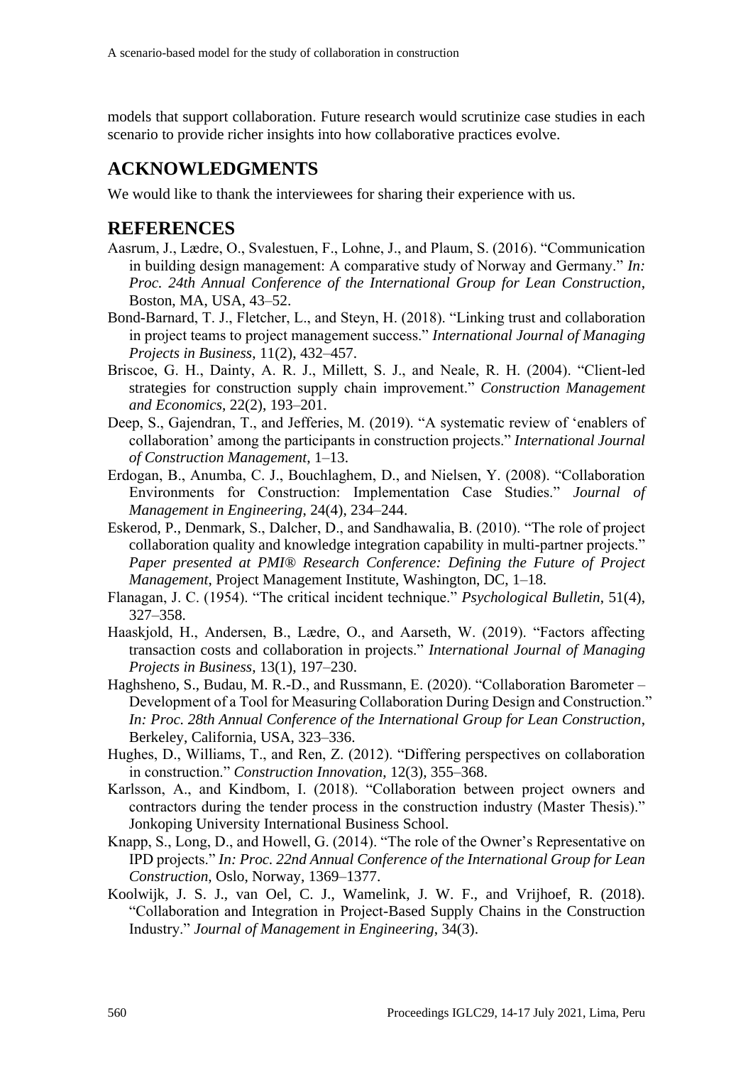models that support collaboration. Future research would scrutinize case studies in each scenario to provide richer insights into how collaborative practices evolve.

## ACKNOWLEDGMENTS

We would like to thank the interviewees for sharing their experience with us.

## REFERENCES

Aasrum, J., Lædre, O., Svalestuen, F., Lohne, J., and Plaum, S. (2016). "Communication in building design management: A comparative study of Norway and Germany." *In: Proc. 24th Annual Conference of the International Group for Lean Construction*, Boston, MA, USA, 43–52.

Bond-Barnard, T. J., Fletcher, L., and Steyn, H. (2018). "Linking trust and collaboration in project teams to project management success." *International Journal of Managing Projects in Business*, 11(2), 432–457.

Briscoe, G. H., Dainty, A. R. J., Millett, S. J., and Neale, R. H. (2004). "Client-led strategies for construction supply chain improvement." *Construction Management and Economics*, 22(2), 193–201.

Deep, S., Gajendran, T., and Jefferies, M. (2019). "A systematic review of 'enablers of collaboration' among the participants in construction projects." *International Journal of Construction Management*, 1–13.

Erdogan, B., Anumba, C. J., Bouchlaghem, D., and Nielsen, Y. (2008). "Collaboration Environments for Construction: Implementation Case Studies." *Journal of Management in Engineering*, 24(4), 234–244.

Eskerod, P., Denmark, S., Dalcher, D., and Sandhawalia, B. (2010). "The role of project collaboration quality and knowledge integration capability in multi-partner projects." *Paper presented at PMI® Research Conference: Defining the Future of Project Management*, Project Management Institute, Washington, DC, 1–18.

Flanagan, J. C. (1954). "The critical incident technique." *Psychological Bulletin*, 51(4), 327–358.

Haaskjold, H., Andersen, B., Lædre, O., and Aarseth, W. (2019). "Factors affecting transaction costs and collaboration in projects." *International Journal of Managing Projects in Business*, 13(1), 197–230.

Haghsheno, S., Budau, M. R.-D., and Russmann, E. (2020). "Collaboration Barometer – Development of a Tool for Measuring Collaboration During Design and Construction." *In: Proc. 28th Annual Conference of the International Group for Lean Construction*, Berkeley, California, USA, 323–336.

Hughes, D., Williams, T., and Ren, Z. (2012). "Differing perspectives on collaboration in construction." *Construction Innovation*, 12(3), 355–368.

Karlsson, A., and Kindbom, I. (2018). "Collaboration between project owners and contractors during the tender process in the construction industry (Master Thesis)." Jonkoping University International Business School.

Knapp, S., Long, D., and Howell, G. (2014). "The role of the Owner's Representative on IPD projects." *In: Proc. 22nd Annual Conference of the International Group for Lean Construction*, Oslo, Norway, 1369–1377.

Koolwijk, J. S. J., van Oel, C. J., Wamelink, J. W. F., and Vrijhoef, R. (2018). "Collaboration and Integration in Project-Based Supply Chains in the Construction Industry." *Journal of Management in Engineering*, 34(3).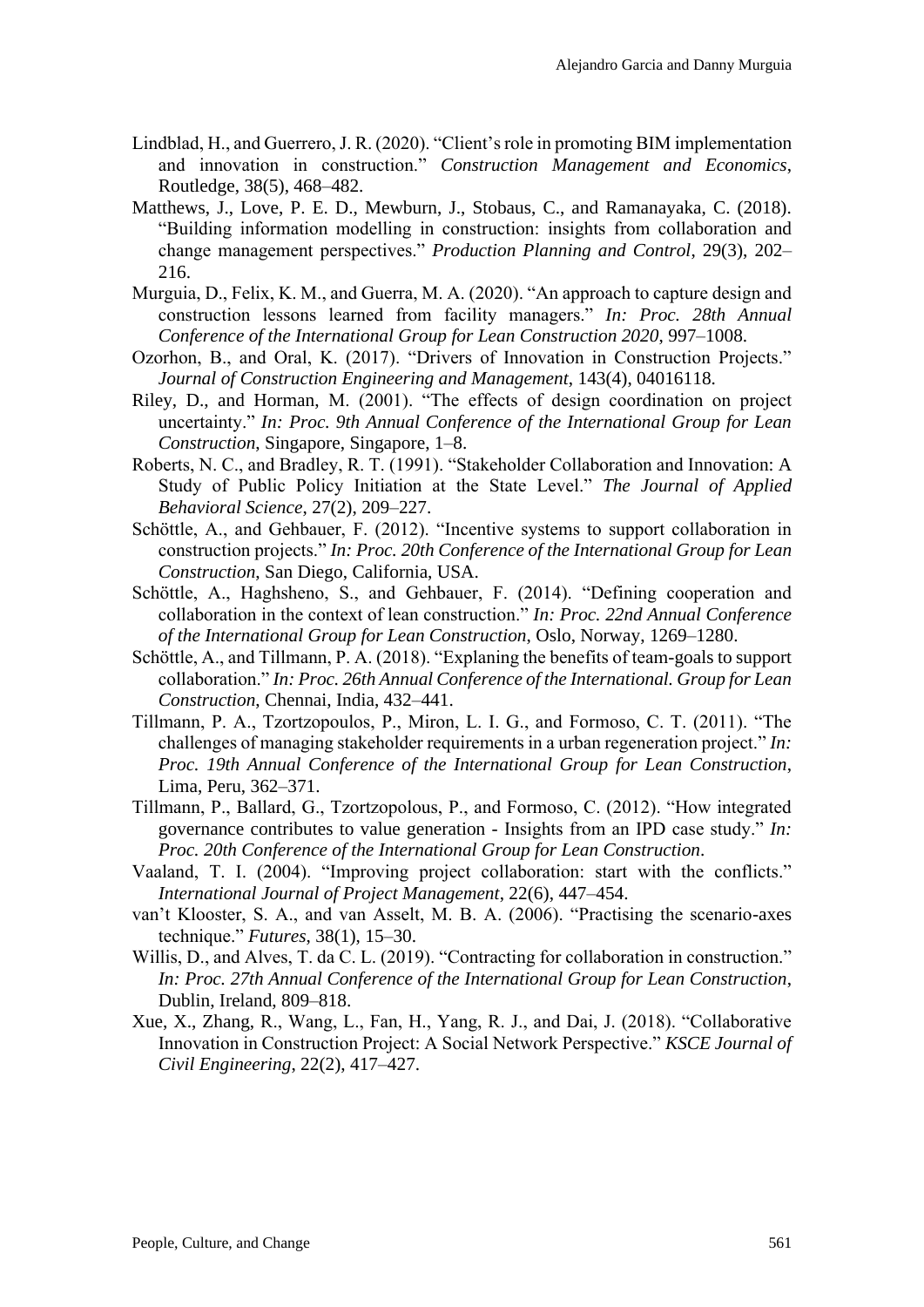Lindblad, H., and Guerrero, J. R. (2020). "Client's role in promoting BIM implementation and innovation in construction." *Construction Management and Economics*, Routledge, 38(5), 468–482.

Matthews, J., Love, P. E. D., Mewburn, J., Stobaus, C., and Ramanayaka, C. (2018). "Building information modelling in construction: insights from collaboration and change management perspectives." *Production Planning and Control*, 29(3), 202–216.

Murguia, D., Felix, K. M., and Guerra, M. A. (2020). "An approach to capture design and construction lessons learned from facility managers." *In: Proc. 28th Annual Conference of the International Group for Lean Construction 2020*, 997–1008.

Ozorhon, B., and Oral, K. (2017). "Drivers of Innovation in Construction Projects." *Journal of Construction Engineering and Management*, 143(4), 04016118.

Riley, D., and Horman, M. (2001). "The effects of design coordination on project uncertainty." *In: Proc. 9th Annual Conference of the International Group for Lean Construction*, Singapore, Singapore, 1–8.

Roberts, N. C., and Bradley, R. T. (1991). "Stakeholder Collaboration and Innovation: A Study of Public Policy Initiation at the State Level." *The Journal of Applied Behavioral Science*, 27(2), 209–227.

Schöttle, A., and Gehbauer, F. (2012). "Incentive systems to support collaboration in construction projects." *In: Proc. 20th Conference of the International Group for Lean Construction*, San Diego, California, USA.

Schöttle, A., Haghsheno, S., and Gehbauer, F. (2014). "Defining cooperation and collaboration in the context of lean construction." *In: Proc. 22nd Annual Conference of the International Group for Lean Construction*, Oslo, Norway, 1269–1280.

Schöttle, A., and Tillmann, P. A. (2018). "Explaning the benefits of team-goals to support collaboration." *In: Proc. 26th Annual Conference of the International. Group for Lean Construction*, Chennai, India, 432–441.

Tillmann, P. A., Tzortzopoulos, P., Miron, L. I. G., and Formoso, C. T. (2011). "The challenges of managing stakeholder requirements in a urban regeneration project." *In: Proc. 19th Annual Conference of the International Group for Lean Construction*, Lima, Peru, 362–371.

Tillmann, P., Ballard, G., Tzortzopolous, P., and Formoso, C. (2012). "How integrated governance contributes to value generation - Insights from an IPD case study." *In: Proc. 20th Conference of the International Group for Lean Construction*.

Vaaland, T. I. (2004). "Improving project collaboration: start with the conflicts." *International Journal of Project Management*, 22(6), 447–454.

van't Klooster, S. A., and van Asselt, M. B. A. (2006). "Practising the scenario-axes technique." *Futures*, 38(1), 15–30.

Willis, D., and Alves, T. da C. L. (2019). "Contracting for collaboration in construction." *In: Proc. 27th Annual Conference of the International Group for Lean Construction*, Dublin, Ireland, 809–818.

Xue, X., Zhang, R., Wang, L., Fan, H., Yang, R. J., and Dai, J. (2018). "Collaborative Innovation in Construction Project: A Social Network Perspective." *KSCE Journal of Civil Engineering*, 22(2), 417–427.